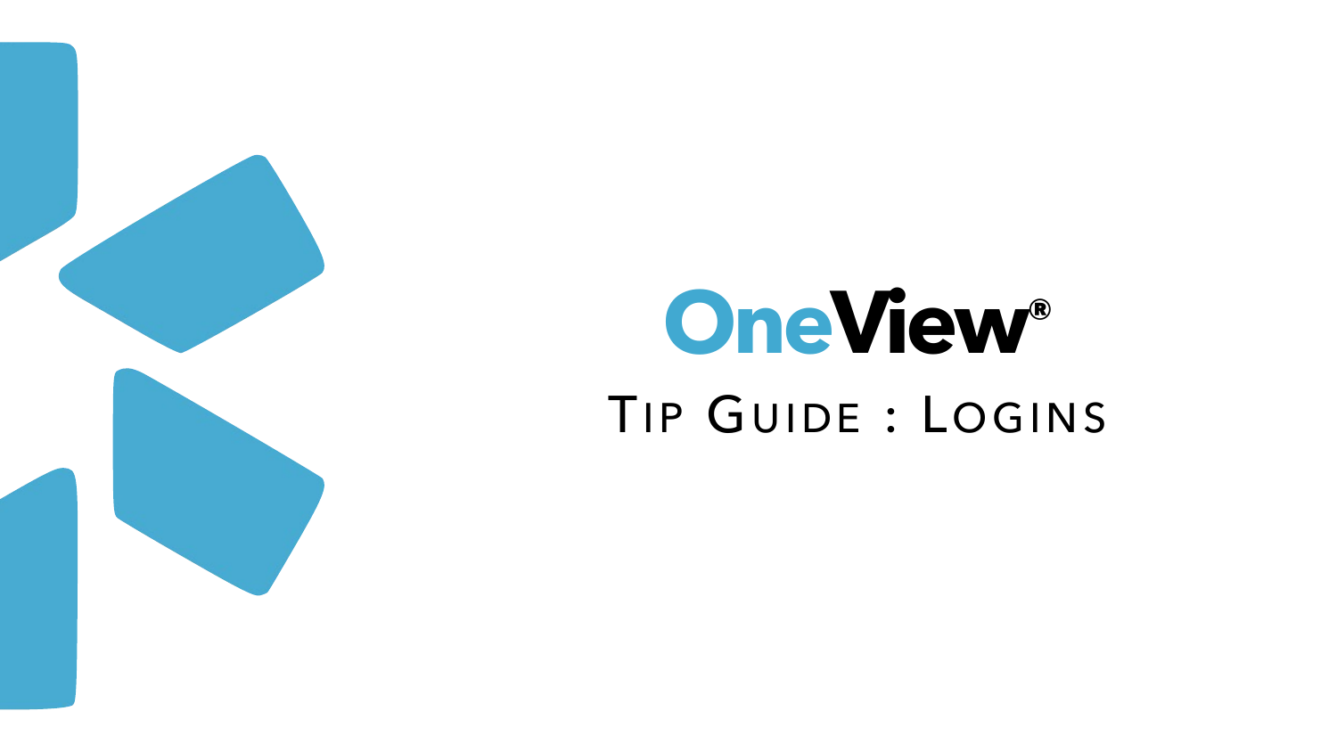# OneView®

## Tip Guide : Logins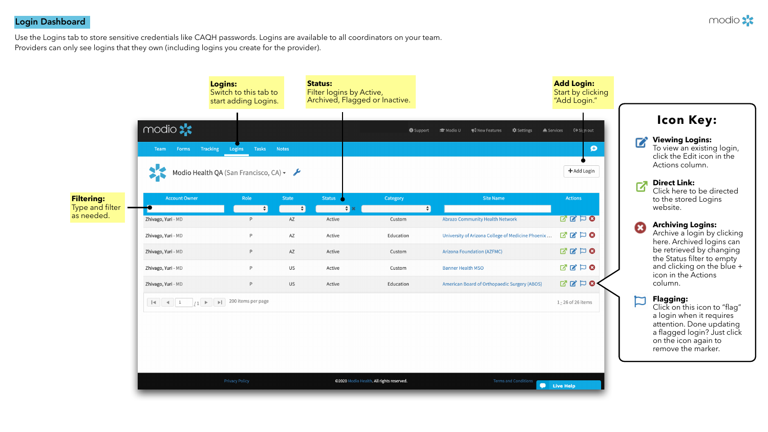## Login Dashboard

Use the Logins tab to store sensitive credentials like CAQH passwords. Logins are available to all coordinators on your team. Providers can only see logins that they own (including logins you create for the provider).

**Logins:** Switch to this tab to start adding Logins.

**Status:** Filter logins by Active, Archived, Flagged or Inactive.

**Add Login:** Start by clicking "Add Login."

**Filtering:** Type and filter as needed.

| Account Owner | Role | State | Status | Category | Site Name | Actions |
|---|---|---|---|---|---|---|
| Zhivago, Yuri - MD | P | AZ | Active | Custom | Abrazo Community Health Network | |
| Zhivago, Yuri - MD | P | AZ | Active | Education | University of Arizona College of Medicine Phoenix ... | |
| Zhivago, Yuri - MD | P | AZ | Active | Custom | Arizona Foundation (AZFMC) | |
| Zhivago, Yuri - MD | P | US | Active | Custom | Banner Health MSO | |
| Zhivago, Yuri - MD | P | US | Active | Education | American Board of Orthopaedic Surgery (ABOS) | |

200 items per page — 1 - 26 of 26 items

### Icon Key:

**Viewing Logins:** To view an existing login, click the Edit icon in the Actions column.

**Direct Link:** Click here to be directed to the stored Logins website.

**Archiving Logins:** Archive a login by clicking here. Archived logins can be retrieved by changing the Status filter to empty and clicking on the blue + icon in the Actions column.

**Flagging:** Click on this icon to "flag" a login when it requires attention. Done updating a flagged login? Just click on the icon again to remove the marker.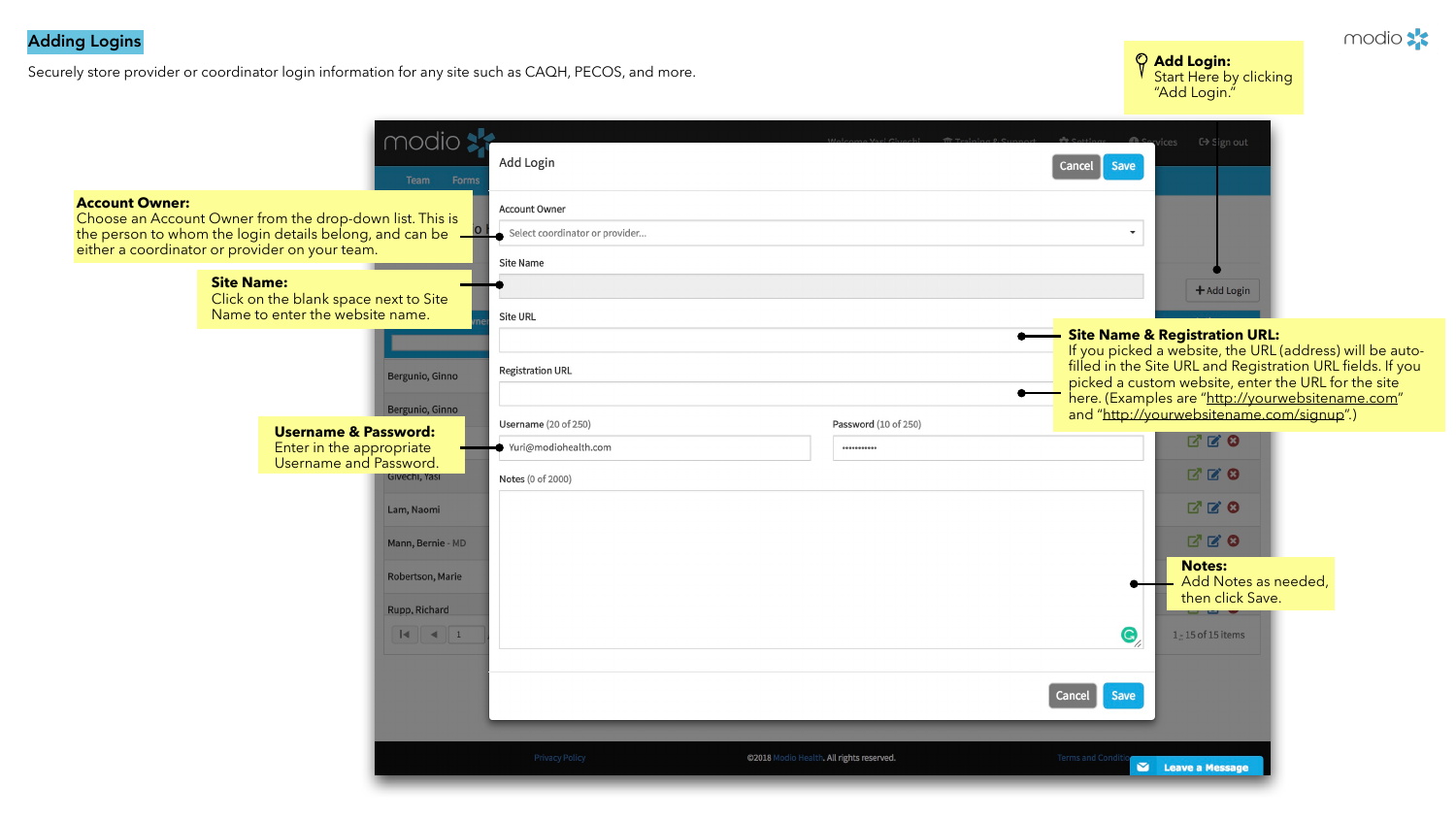## Adding Logins

Securely store provider or coordinator login information for any site such as CAQH, PECOS, and more.

**Add Login:**
Start Here by clicking "Add Login."

**Account Owner:**
Choose an Account Owner from the drop-down list. This is the person to whom the login details belong, and can be either a coordinator or provider on your team.

**Site Name:**
Click on the blank space next to Site Name to enter the website name.

**Site Name & Registration URL:**
If you picked a website, the URL (address) will be auto-filled in the Site URL and Registration URL fields. If you picked a custom website, enter the URL for the site here. (Examples are "http://yourwebsitename.com" and "http://yourwebsitename.com/signup".)

**Username & Password:**
Enter in the appropriate Username and Password.

**Notes:**
Add Notes as needed, then click Save.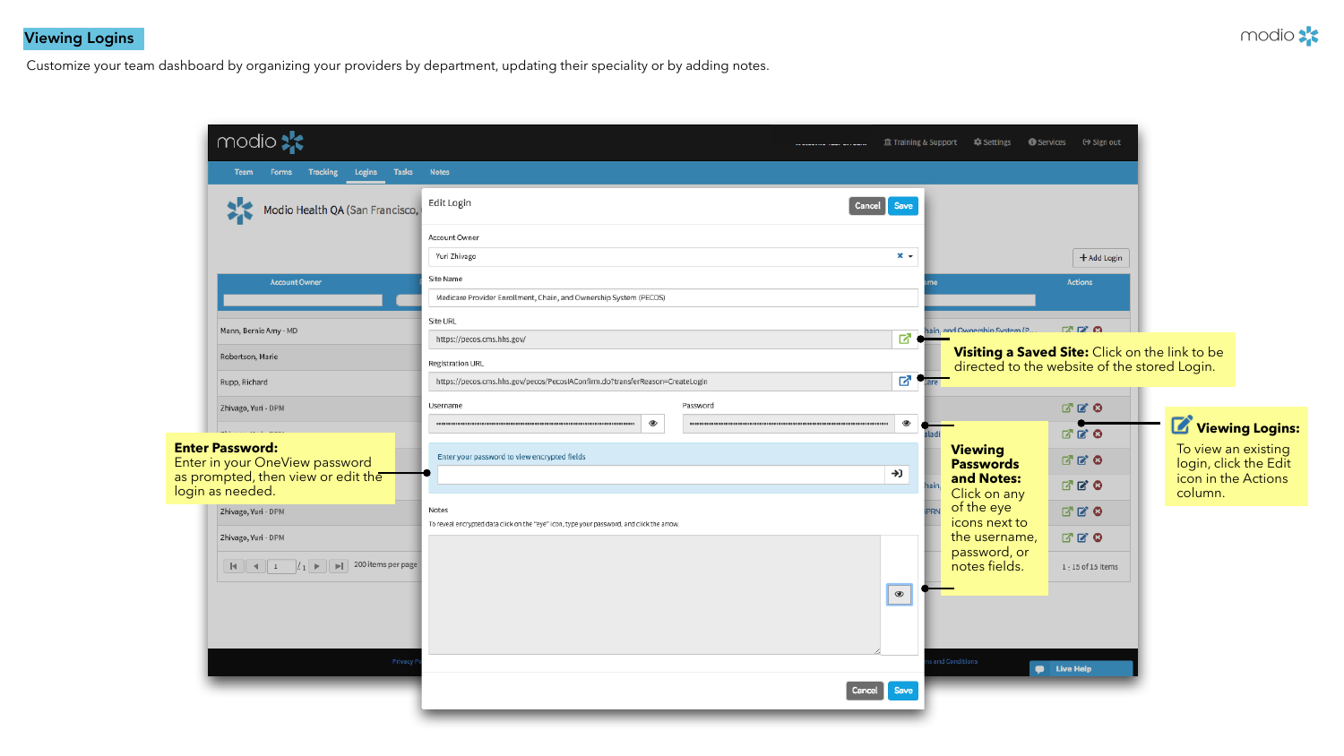## Viewing Logins

Customize your team dashboard by organizing your providers by department, updating their speciality or by adding notes.

**Visiting a Saved Site:** Click on the link to be directed to the website of the stored Login.

**Viewing Logins:** To view an existing login, click the Edit icon in the Actions column.

**Enter Password:** Enter in your OneView password as prompted, then view or edit the login as needed.

**Viewing Passwords and Notes:** Click on any of the eye icons next to the username, password, or notes fields.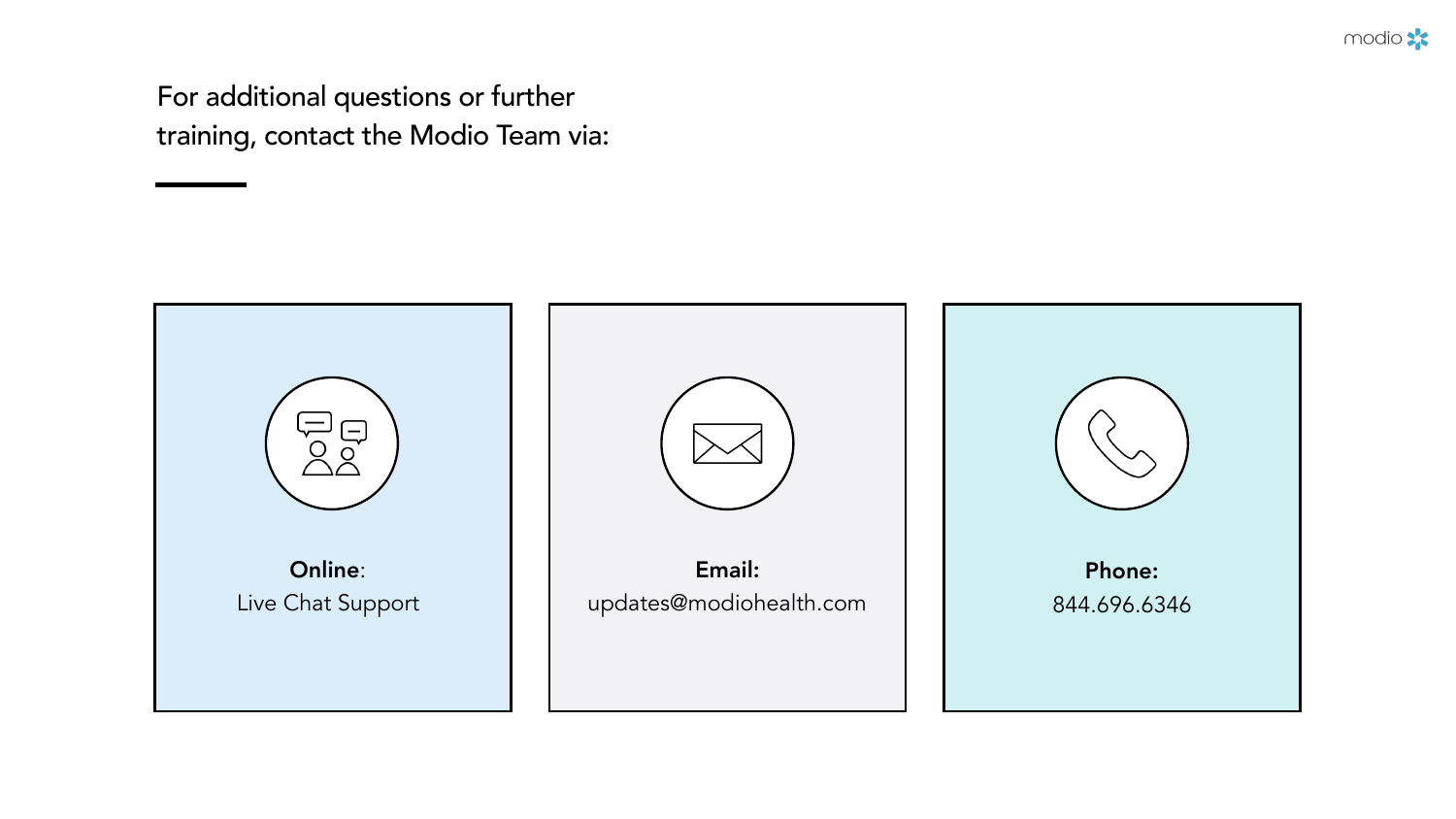For additional questions or further training, contact the Modio Team via:

**Online**:
Live Chat Support

**Email:**
updates@modiohealth.com

**Phone:**
844.696.6346